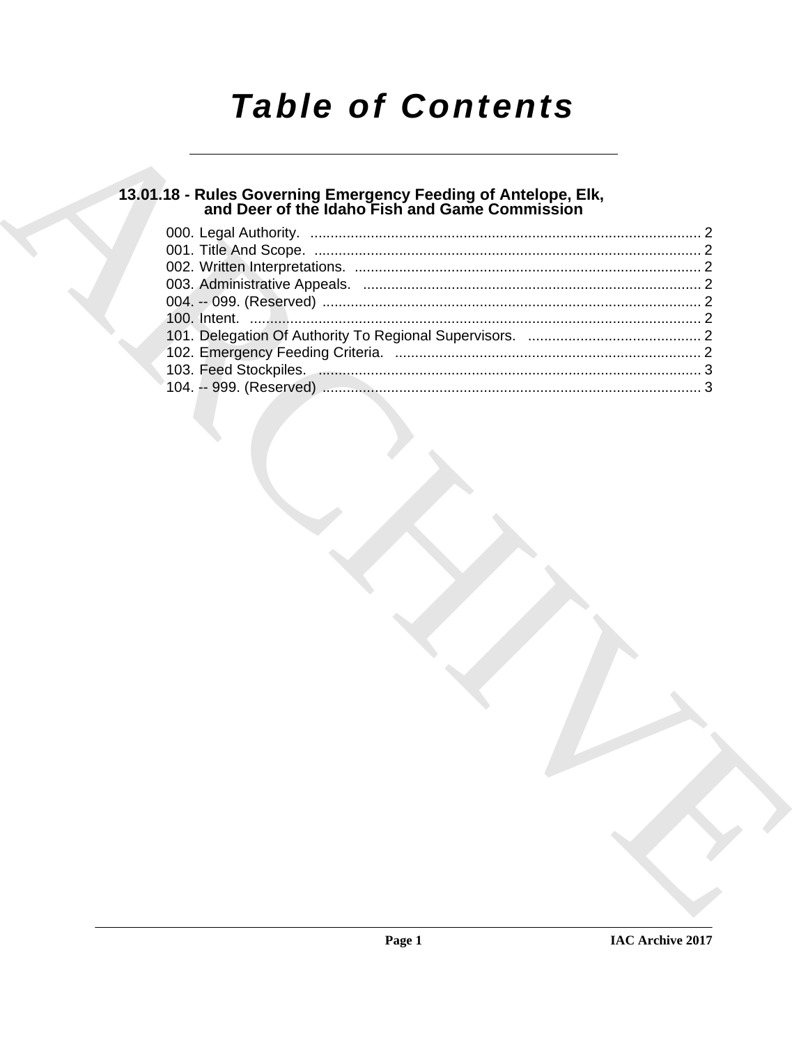# Table of Contents

## 13.01.18 - Rules Governing Emergency Feeding of Antelope, Elk, and Deer of the Idaho Fish and Game Commission

000. Legal Authority. ........................................................................................ 2
001. Title And Scope. ........................................................................................ 2
002. Written Interpretations. ............................................................................. 2
003. Administrative Appeals. ........................................................................... 2
004. -- 099. (Reserved) ..................................................................................... 2
100. Intent. ....................................................................................................... 2
101. Delegation Of Authority To Regional Supervisors. .................................. 2
102. Emergency Feeding Criteria. ................................................................... 2
103. Feed Stockpiles. ....................................................................................... 3
104. -- 999. (Reserved) ..................................................................................... 3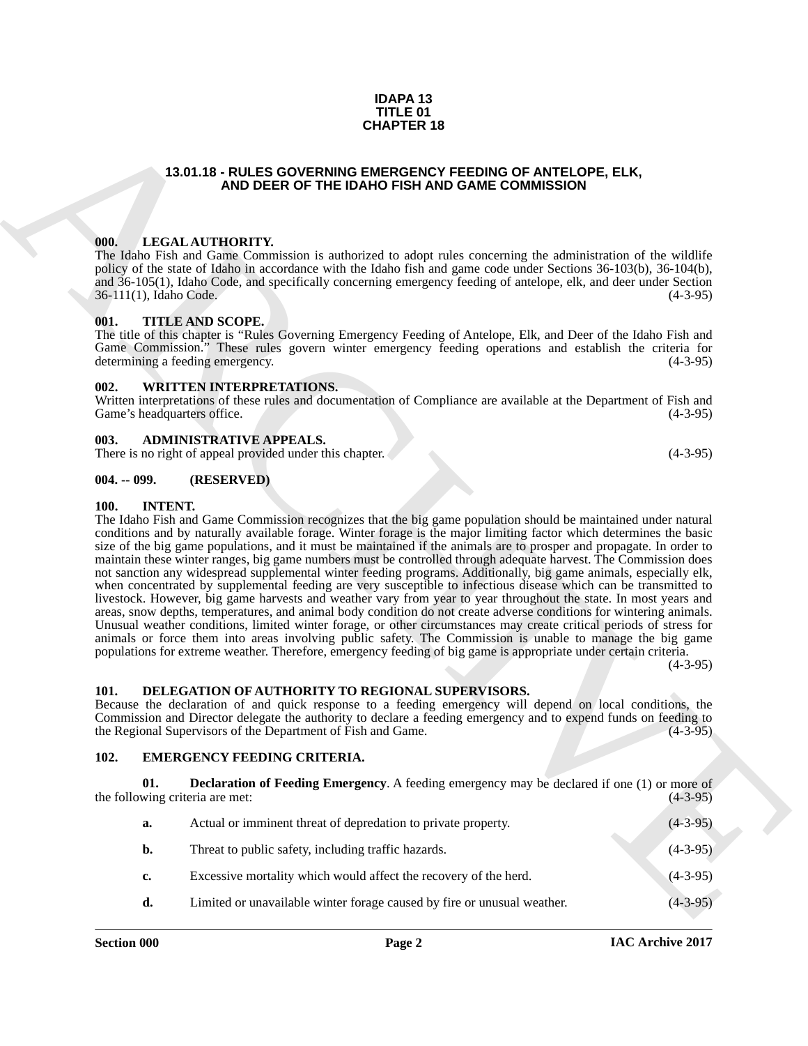**IDAPA 13
TITLE 01
CHAPTER 18**

# 13.01.18 - RULES GOVERNING EMERGENCY FEEDING OF ANTELOPE, ELK, AND DEER OF THE IDAHO FISH AND GAME COMMISSION

## 000. LEGAL AUTHORITY.

The Idaho Fish and Game Commission is authorized to adopt rules concerning the administration of the wildlife policy of the state of Idaho in accordance with the Idaho fish and game code under Sections 36-103(b), 36-104(b), and 36-105(1), Idaho Code, and specifically concerning emergency feeding of antelope, elk, and deer under Section 36-111(1), Idaho Code. (4-3-95)

## 001. TITLE AND SCOPE.

The title of this chapter is "Rules Governing Emergency Feeding of Antelope, Elk, and Deer of the Idaho Fish and Game Commission." These rules govern winter emergency feeding operations and establish the criteria for determining a feeding emergency. (4-3-95)

## 002. WRITTEN INTERPRETATIONS.

Written interpretations of these rules and documentation of Compliance are available at the Department of Fish and Game's headquarters office. (4-3-95)

## 003. ADMINISTRATIVE APPEALS.

There is no right of appeal provided under this chapter. (4-3-95)

## 004. -- 099. (RESERVED)

## 100. INTENT.

The Idaho Fish and Game Commission recognizes that the big game population should be maintained under natural conditions and by naturally available forage. Winter forage is the major limiting factor which determines the basic size of the big game populations, and it must be maintained if the animals are to prosper and propagate. In order to maintain these winter ranges, big game numbers must be controlled through adequate harvest. The Commission does not sanction any widespread supplemental winter feeding programs. Additionally, big game animals, especially elk, when concentrated by supplemental feeding are very susceptible to infectious disease which can be transmitted to livestock. However, big game harvests and weather vary from year to year throughout the state. In most years and areas, snow depths, temperatures, and animal body condition do not create adverse conditions for wintering animals. Unusual weather conditions, limited winter forage, or other circumstances may create critical periods of stress for animals or force them into areas involving public safety. The Commission is unable to manage the big game populations for extreme weather. Therefore, emergency feeding of big game is appropriate under certain criteria. (4-3-95)

## 101. DELEGATION OF AUTHORITY TO REGIONAL SUPERVISORS.

Because the declaration of and quick response to a feeding emergency will depend on local conditions, the Commission and Director delegate the authority to declare a feeding emergency and to expend funds on feeding to the Regional Supervisors of the Department of Fish and Game. (4-3-95)

## 102. EMERGENCY FEEDING CRITERIA.

**01. Declaration of Feeding Emergency**. A feeding emergency may be declared if one (1) or more of the following criteria are met: (4-3-95)

**a.** Actual or imminent threat of depredation to private property. (4-3-95)

**b.** Threat to public safety, including traffic hazards. (4-3-95)

**c.** Excessive mortality which would affect the recovery of the herd. (4-3-95)

**d.** Limited or unavailable winter forage caused by fire or unusual weather. (4-3-95)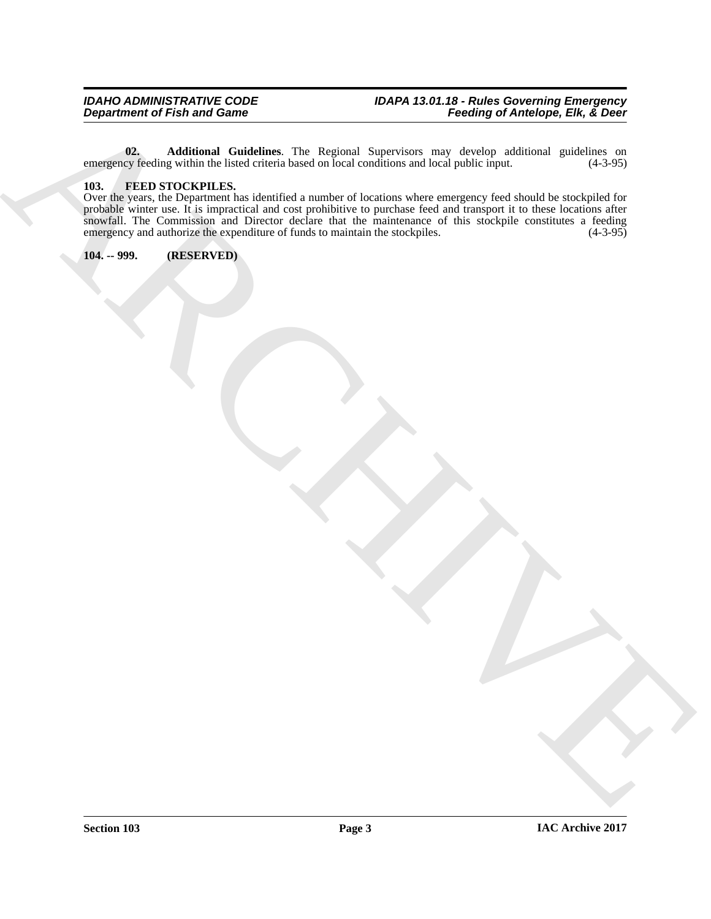**02. Additional Guidelines**. The Regional Supervisors may develop additional guidelines on emergency feeding within the listed criteria based on local conditions and local public input. (4-3-95)

## 103. FEED STOCKPILES.

Over the years, the Department has identified a number of locations where emergency feed should be stockpiled for probable winter use. It is impractical and cost prohibitive to purchase feed and transport it to these locations after snowfall. The Commission and Director declare that the maintenance of this stockpile constitutes a feeding emergency and authorize the expenditure of funds to maintain the stockpiles. (4-3-95)

## 104. -- 999. (RESERVED)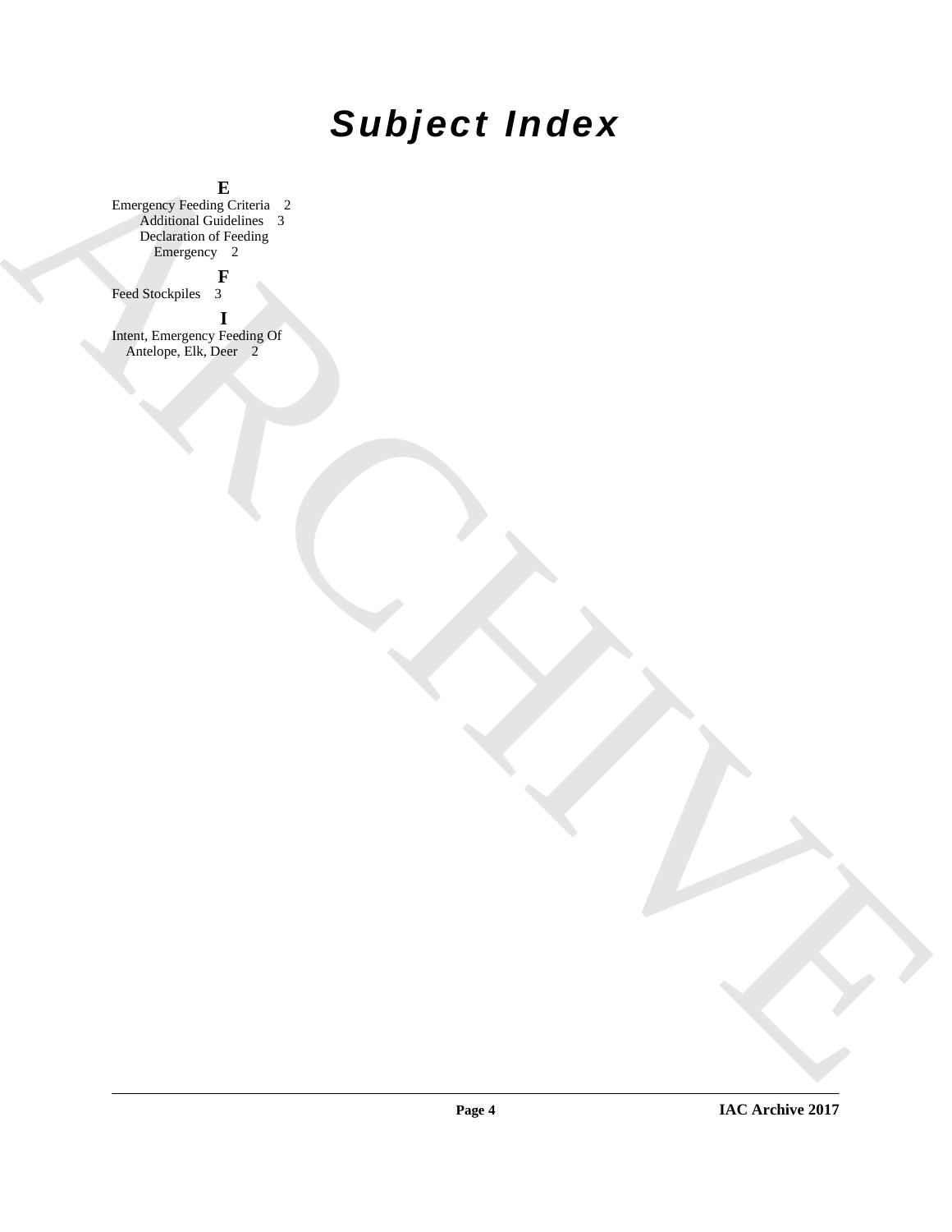# *Subject Index*

**E**

Emergency Feeding Criteria 2
- Additional Guidelines 3
- Declaration of Feeding Emergency 2

**F**

Feed Stockpiles 3

**I**

Intent, Emergency Feeding Of Antelope, Elk, Deer 2